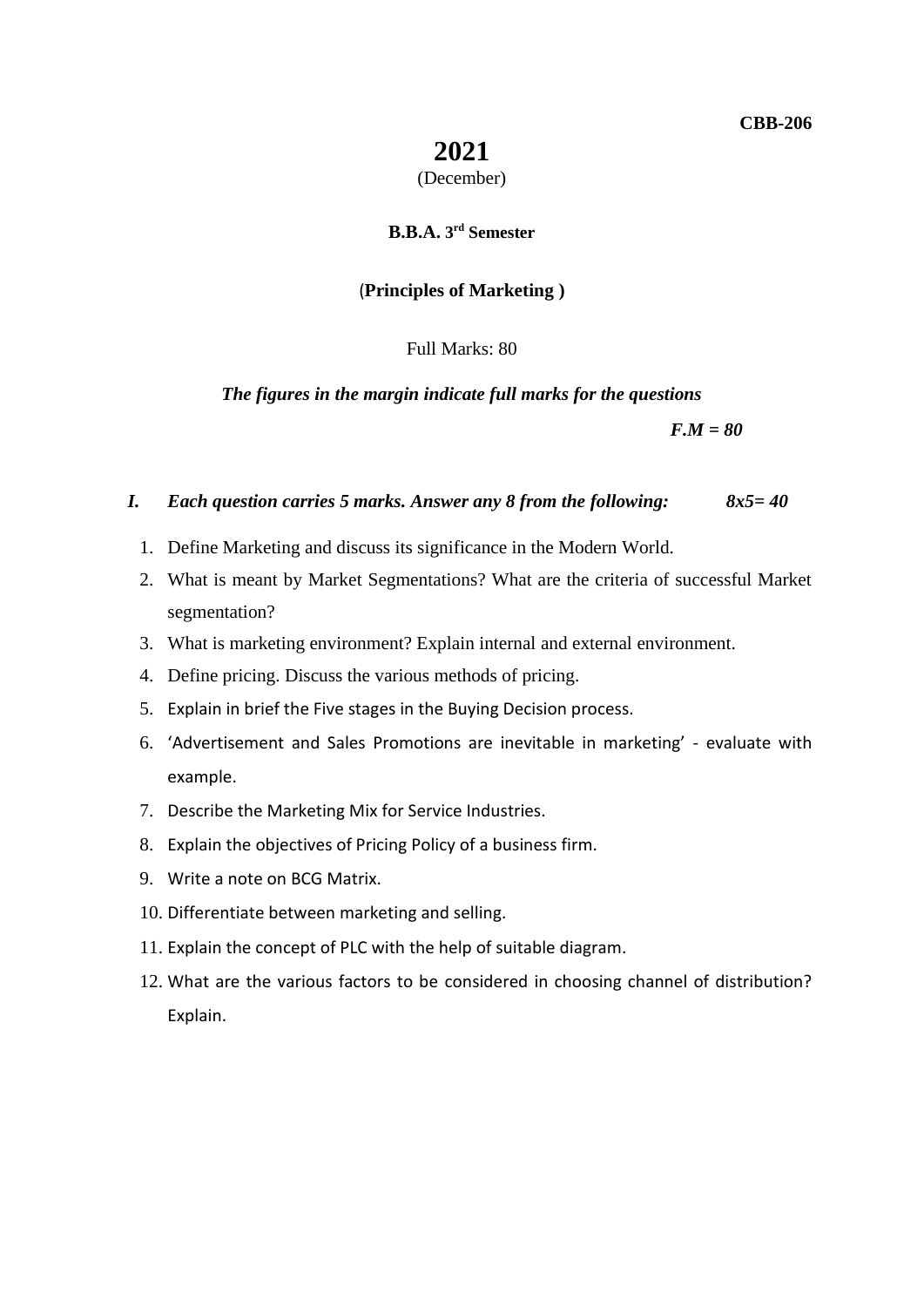**CBB-206**

# 2021

(December)

**B.B.A. 3rd Semester**

## (Principles of Marketing )

Full Marks: 80

***The figures in the margin indicate full marks for the questions***

***F.M = 80***

***I. Each question carries 5 marks. Answer any 8 from the following: 8x5= 40***

1. Define Marketing and discuss its significance in the Modern World.
2. What is meant by Market Segmentations? What are the criteria of successful Market segmentation?
3. What is marketing environment? Explain internal and external environment.
4. Define pricing. Discuss the various methods of pricing.
5. Explain in brief the Five stages in the Buying Decision process.
6. 'Advertisement and Sales Promotions are inevitable in marketing' - evaluate with example.
7. Describe the Marketing Mix for Service Industries.
8. Explain the objectives of Pricing Policy of a business firm.
9. Write a note on BCG Matrix.
10. Differentiate between marketing and selling.
11. Explain the concept of PLC with the help of suitable diagram.
12. What are the various factors to be considered in choosing channel of distribution? Explain.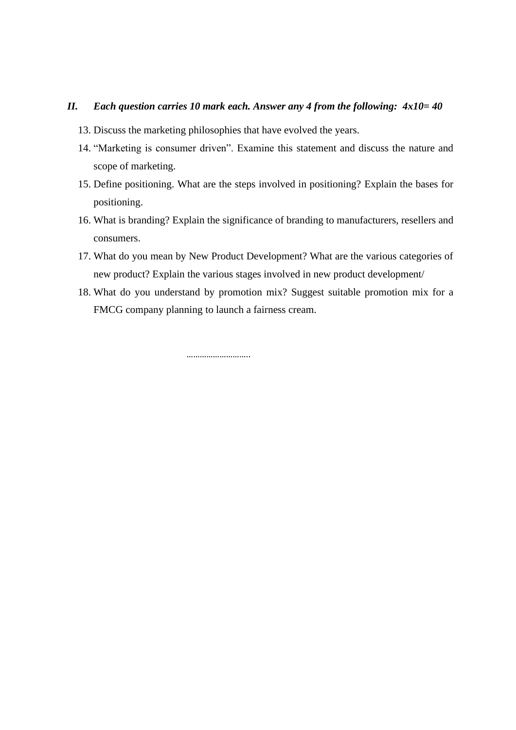**II. *Each question carries 10 mark each. Answer any 4 from the following: 4x10= 40***

13. Discuss the marketing philosophies that have evolved the years.
14. "Marketing is consumer driven". Examine this statement and discuss the nature and scope of marketing.
15. Define positioning. What are the steps involved in positioning? Explain the bases for positioning.
16. What is branding? Explain the significance of branding to manufacturers, resellers and consumers.
17. What do you mean by New Product Development? What are the various categories of new product? Explain the various stages involved in new product development/
18. What do you understand by promotion mix? Suggest suitable promotion mix for a FMCG company planning to launch a fairness cream.

……………………….